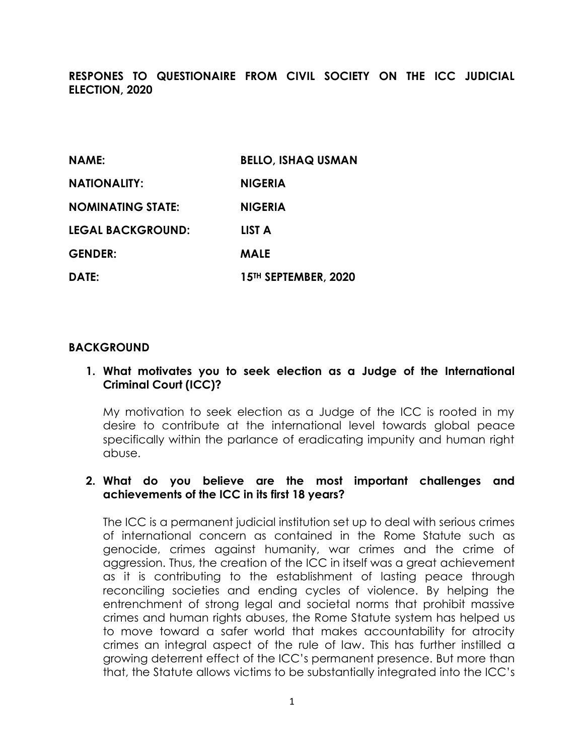**RESPONES TO QUESTIONAIRE FROM CIVIL SOCIETY ON THE ICC JUDICIAL ELECTION, 2020**

| | |
|---|---|
| **NAME:** | **BELLO, ISHAQ USMAN** |
| **NATIONALITY:** | **NIGERIA** |
| **NOMINATING STATE:** | **NIGERIA** |
| **LEGAL BACKGROUND:** | **LIST A** |
| **GENDER:** | **MALE** |
| **DATE:** | **15TH SEPTEMBER, 2020** |

## BACKGROUND

1. **What motivates you to seek election as a Judge of the International Criminal Court (ICC)?**

   My motivation to seek election as a Judge of the ICC is rooted in my desire to contribute at the international level towards global peace specifically within the parlance of eradicating impunity and human right abuse.

2. **What do you believe are the most important challenges and achievements of the ICC in its first 18 years?**

   The ICC is a permanent judicial institution set up to deal with serious crimes of international concern as contained in the Rome Statute such as genocide, crimes against humanity, war crimes and the crime of aggression. Thus, the creation of the ICC in itself was a great achievement as it is contributing to the establishment of lasting peace through reconciling societies and ending cycles of violence. By helping the entrenchment of strong legal and societal norms that prohibit massive crimes and human rights abuses, the Rome Statute system has helped us to move toward a safer world that makes accountability for atrocity crimes an integral aspect of the rule of law. This has further instilled a growing deterrent effect of the ICC's permanent presence. But more than that, the Statute allows victims to be substantially integrated into the ICC's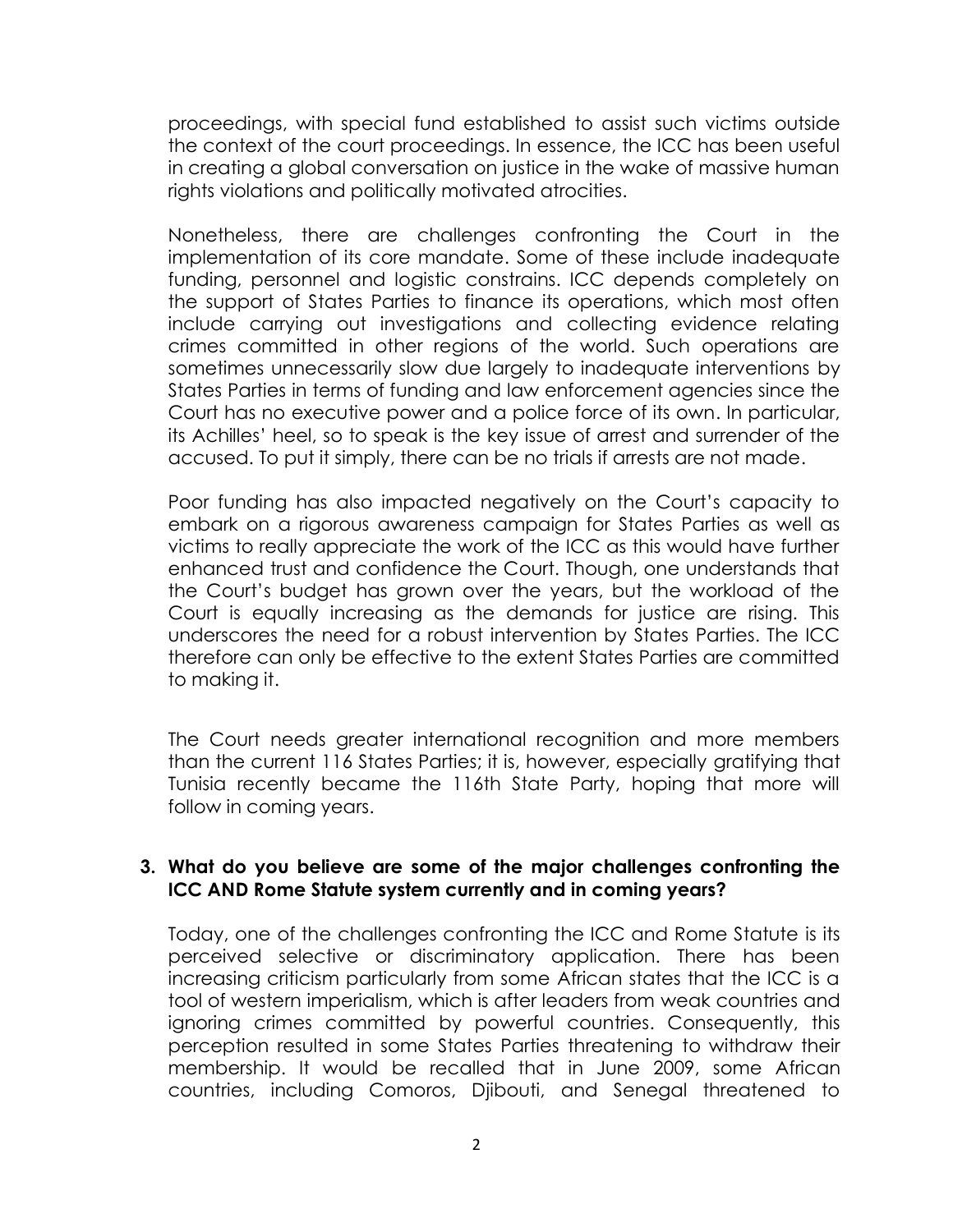proceedings, with special fund established to assist such victims outside the context of the court proceedings. In essence, the ICC has been useful in creating a global conversation on justice in the wake of massive human rights violations and politically motivated atrocities.

Nonetheless, there are challenges confronting the Court in the implementation of its core mandate. Some of these include inadequate funding, personnel and logistic constrains. ICC depends completely on the support of States Parties to finance its operations, which most often include carrying out investigations and collecting evidence relating crimes committed in other regions of the world. Such operations are sometimes unnecessarily slow due largely to inadequate interventions by States Parties in terms of funding and law enforcement agencies since the Court has no executive power and a police force of its own. In particular, its Achilles' heel, so to speak is the key issue of arrest and surrender of the accused. To put it simply, there can be no trials if arrests are not made.

Poor funding has also impacted negatively on the Court's capacity to embark on a rigorous awareness campaign for States Parties as well as victims to really appreciate the work of the ICC as this would have further enhanced trust and confidence the Court. Though, one understands that the Court's budget has grown over the years, but the workload of the Court is equally increasing as the demands for justice are rising. This underscores the need for a robust intervention by States Parties. The ICC therefore can only be effective to the extent States Parties are committed to making it.

The Court needs greater international recognition and more members than the current 116 States Parties; it is, however, especially gratifying that Tunisia recently became the 116th State Party, hoping that more will follow in coming years.

**3. What do you believe are some of the major challenges confronting the ICC AND Rome Statute system currently and in coming years?**

Today, one of the challenges confronting the ICC and Rome Statute is its perceived selective or discriminatory application. There has been increasing criticism particularly from some African states that the ICC is a tool of western imperialism, which is after leaders from weak countries and ignoring crimes committed by powerful countries. Consequently, this perception resulted in some States Parties threatening to withdraw their membership. It would be recalled that in June 2009, some African countries, including Comoros, Djibouti, and Senegal threatened to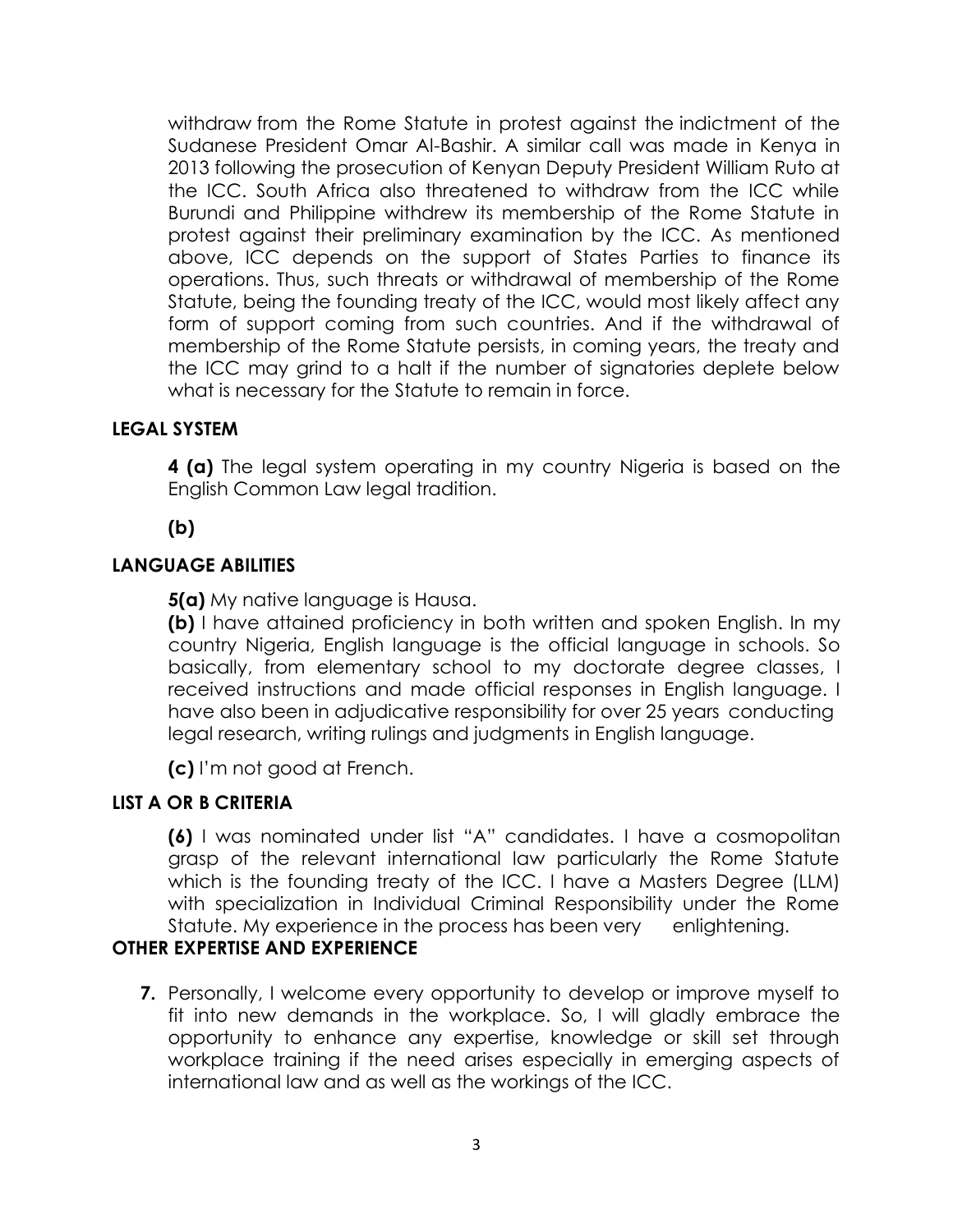withdraw from the Rome Statute in protest against the indictment of the Sudanese President Omar Al-Bashir. A similar call was made in Kenya in 2013 following the prosecution of Kenyan Deputy President William Ruto at the ICC. South Africa also threatened to withdraw from the ICC while Burundi and Philippine withdrew its membership of the Rome Statute in protest against their preliminary examination by the ICC. As mentioned above, ICC depends on the support of States Parties to finance its operations. Thus, such threats or withdrawal of membership of the Rome Statute, being the founding treaty of the ICC, would most likely affect any form of support coming from such countries. And if the withdrawal of membership of the Rome Statute persists, in coming years, the treaty and the ICC may grind to a halt if the number of signatories deplete below what is necessary for the Statute to remain in force.

**LEGAL SYSTEM**

**4 (a)** The legal system operating in my country Nigeria is based on the English Common Law legal tradition.

**(b)**

**LANGUAGE ABILITIES**

**5(a)** My native language is Hausa.

**(b)** I have attained proficiency in both written and spoken English. In my country Nigeria, English language is the official language in schools. So basically, from elementary school to my doctorate degree classes, I received instructions and made official responses in English language. I have also been in adjudicative responsibility for over 25 years conducting legal research, writing rulings and judgments in English language.

**(c)** I'm not good at French.

**LIST A OR B CRITERIA**

**(6)** I was nominated under list "A" candidates. I have a cosmopolitan grasp of the relevant international law particularly the Rome Statute which is the founding treaty of the ICC. I have a Masters Degree (LLM) with specialization in Individual Criminal Responsibility under the Rome Statute. My experience in the process has been very enlightening.

**OTHER EXPERTISE AND EXPERIENCE**

**7.** Personally, I welcome every opportunity to develop or improve myself to fit into new demands in the workplace. So, I will gladly embrace the opportunity to enhance any expertise, knowledge or skill set through workplace training if the need arises especially in emerging aspects of international law and as well as the workings of the ICC.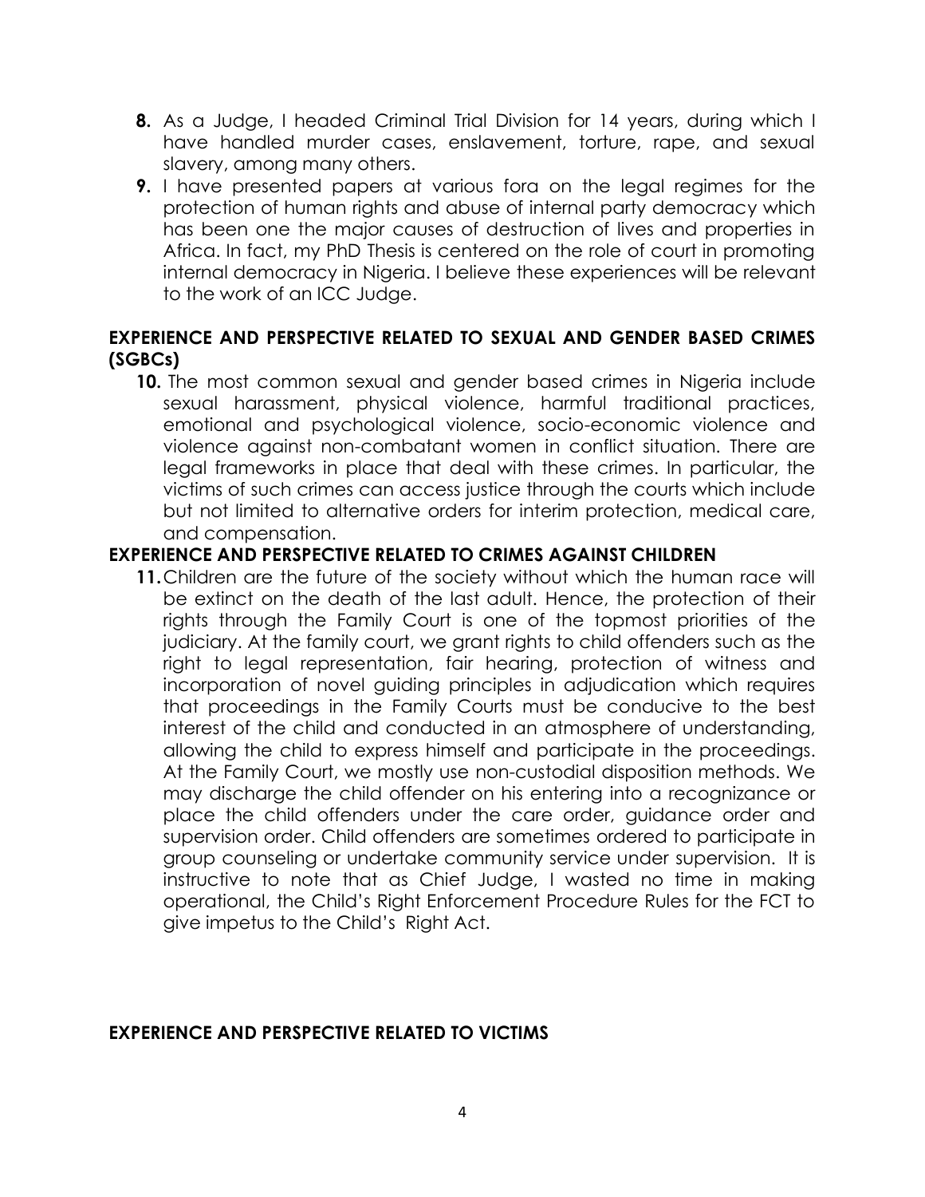8. As a Judge, I headed Criminal Trial Division for 14 years, during which I have handled murder cases, enslavement, torture, rape, and sexual slavery, among many others.
9. I have presented papers at various fora on the legal regimes for the protection of human rights and abuse of internal party democracy which has been one the major causes of destruction of lives and properties in Africa. In fact, my PhD Thesis is centered on the role of court in promoting internal democracy in Nigeria. I believe these experiences will be relevant to the work of an ICC Judge.

## EXPERIENCE AND PERSPECTIVE RELATED TO SEXUAL AND GENDER BASED CRIMES (SGBCs)

10. The most common sexual and gender based crimes in Nigeria include sexual harassment, physical violence, harmful traditional practices, emotional and psychological violence, socio-economic violence and violence against non-combatant women in conflict situation. There are legal frameworks in place that deal with these crimes. In particular, the victims of such crimes can access justice through the courts which include but not limited to alternative orders for interim protection, medical care, and compensation.

## EXPERIENCE AND PERSPECTIVE RELATED TO CRIMES AGAINST CHILDREN

11. Children are the future of the society without which the human race will be extinct on the death of the last adult. Hence, the protection of their rights through the Family Court is one of the topmost priorities of the judiciary. At the family court, we grant rights to child offenders such as the right to legal representation, fair hearing, protection of witness and incorporation of novel guiding principles in adjudication which requires that proceedings in the Family Courts must be conducive to the best interest of the child and conducted in an atmosphere of understanding, allowing the child to express himself and participate in the proceedings. At the Family Court, we mostly use non-custodial disposition methods. We may discharge the child offender on his entering into a recognizance or place the child offenders under the care order, guidance order and supervision order. Child offenders are sometimes ordered to participate in group counseling or undertake community service under supervision. It is instructive to note that as Chief Judge, I wasted no time in making operational, the Child's Right Enforcement Procedure Rules for the FCT to give impetus to the Child's Right Act.

## EXPERIENCE AND PERSPECTIVE RELATED TO VICTIMS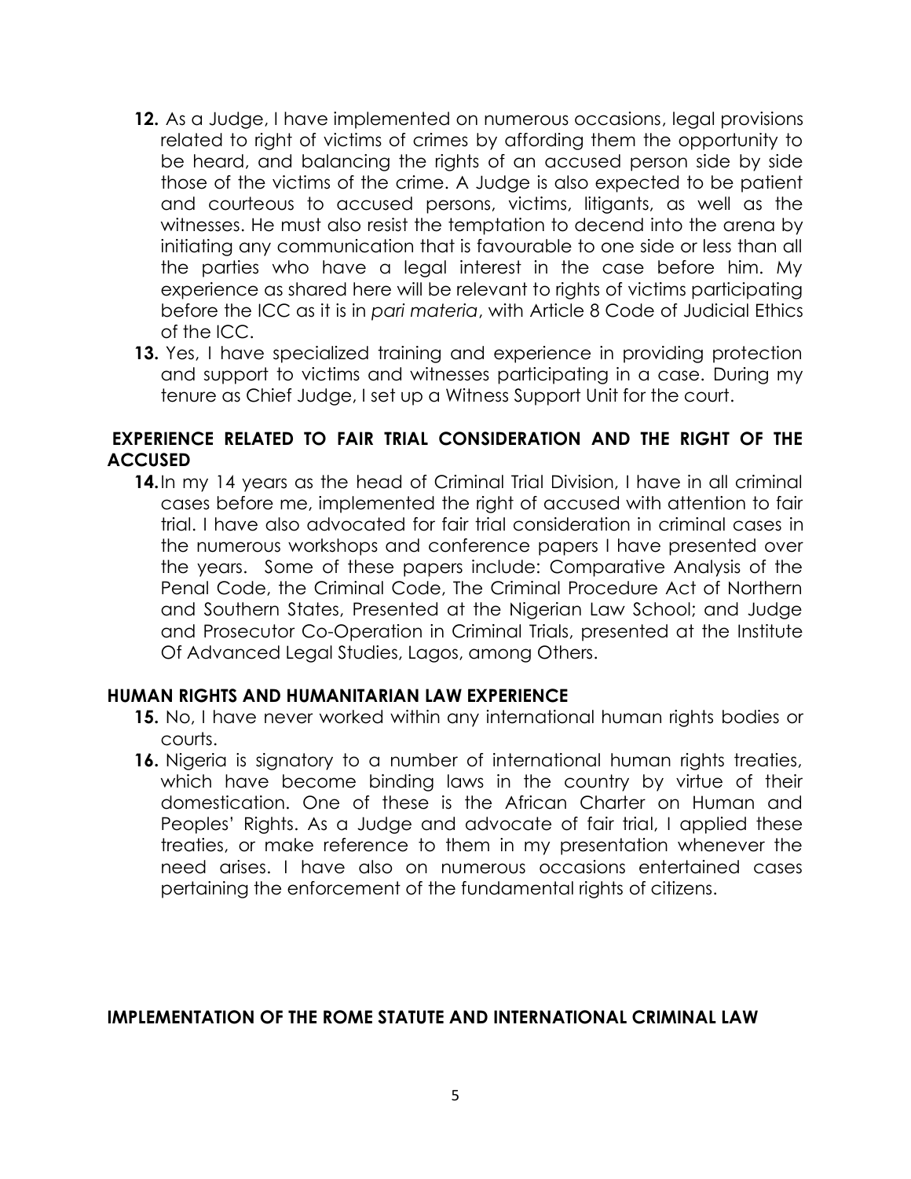12. As a Judge, I have implemented on numerous occasions, legal provisions related to right of victims of crimes by affording them the opportunity to be heard, and balancing the rights of an accused person side by side those of the victims of the crime. A Judge is also expected to be patient and courteous to accused persons, victims, litigants, as well as the witnesses. He must also resist the temptation to decend into the arena by initiating any communication that is favourable to one side or less than all the parties who have a legal interest in the case before him. My experience as shared here will be relevant to rights of victims participating before the ICC as it is in *pari materia*, with Article 8 Code of Judicial Ethics of the ICC.
13. Yes, I have specialized training and experience in providing protection and support to victims and witnesses participating in a case. During my tenure as Chief Judge, I set up a Witness Support Unit for the court.

## EXPERIENCE RELATED TO FAIR TRIAL CONSIDERATION AND THE RIGHT OF THE ACCUSED

14. In my 14 years as the head of Criminal Trial Division, I have in all criminal cases before me, implemented the right of accused with attention to fair trial. I have also advocated for fair trial consideration in criminal cases in the numerous workshops and conference papers I have presented over the years. Some of these papers include: Comparative Analysis of the Penal Code, the Criminal Code, The Criminal Procedure Act of Northern and Southern States, Presented at the Nigerian Law School; and Judge and Prosecutor Co-Operation in Criminal Trials, presented at the Institute Of Advanced Legal Studies, Lagos, among Others.

## HUMAN RIGHTS AND HUMANITARIAN LAW EXPERIENCE

15. No, I have never worked within any international human rights bodies or courts.
16. Nigeria is signatory to a number of international human rights treaties, which have become binding laws in the country by virtue of their domestication. One of these is the African Charter on Human and Peoples' Rights. As a Judge and advocate of fair trial, I applied these treaties, or make reference to them in my presentation whenever the need arises. I have also on numerous occasions entertained cases pertaining the enforcement of the fundamental rights of citizens.

## IMPLEMENTATION OF THE ROME STATUTE AND INTERNATIONAL CRIMINAL LAW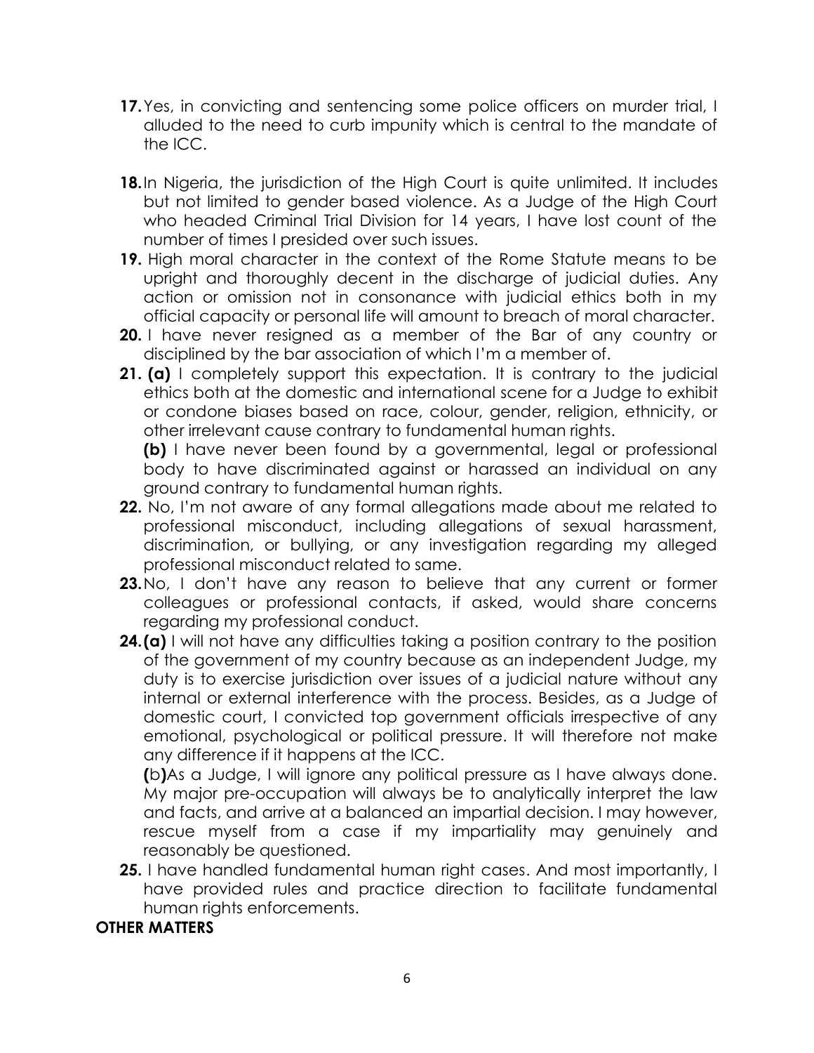17. Yes, in convicting and sentencing some police officers on murder trial, I alluded to the need to curb impunity which is central to the mandate of the ICC.

18. In Nigeria, the jurisdiction of the High Court is quite unlimited. It includes but not limited to gender based violence. As a Judge of the High Court who headed Criminal Trial Division for 14 years, I have lost count of the number of times I presided over such issues.

19. High moral character in the context of the Rome Statute means to be upright and thoroughly decent in the discharge of judicial duties. Any action or omission not in consonance with judicial ethics both in my official capacity or personal life will amount to breach of moral character.

20. I have never resigned as a member of the Bar of any country or disciplined by the bar association of which I'm a member of.

21. **(a)** I completely support this expectation. It is contrary to the judicial ethics both at the domestic and international scene for a Judge to exhibit or condone biases based on race, colour, gender, religion, ethnicity, or other irrelevant cause contrary to fundamental human rights.

    **(b)** I have never been found by a governmental, legal or professional body to have discriminated against or harassed an individual on any ground contrary to fundamental human rights.

22. No, I'm not aware of any formal allegations made about me related to professional misconduct, including allegations of sexual harassment, discrimination, or bullying, or any investigation regarding my alleged professional misconduct related to same.

23. No, I don't have any reason to believe that any current or former colleagues or professional contacts, if asked, would share concerns regarding my professional conduct.

24. **(a)** I will not have any difficulties taking a position contrary to the position of the government of my country because as an independent Judge, my duty is to exercise jurisdiction over issues of a judicial nature without any internal or external interference with the process. Besides, as a Judge of domestic court, I convicted top government officials irrespective of any emotional, psychological or political pressure. It will therefore not make any difference if it happens at the ICC.

    **(**b**)**As a Judge, I will ignore any political pressure as I have always done. My major pre-occupation will always be to analytically interpret the law and facts, and arrive at a balanced an impartial decision. I may however, rescue myself from a case if my impartiality may genuinely and reasonably be questioned.

25. I have handled fundamental human right cases. And most importantly, I have provided rules and practice direction to facilitate fundamental human rights enforcements.

**OTHER MATTERS**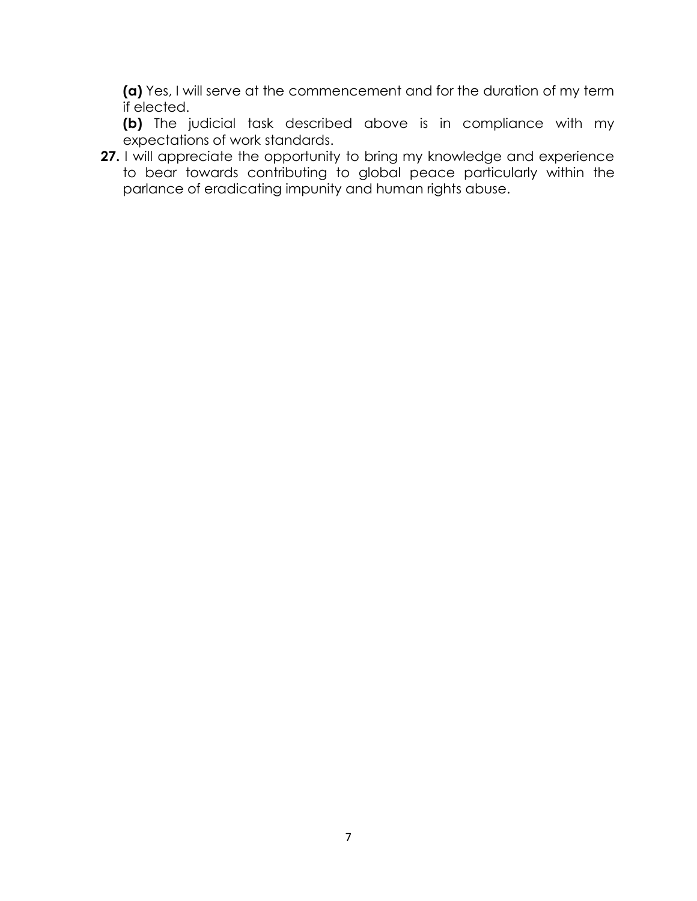**(a)** Yes, I will serve at the commencement and for the duration of my term if elected.

**(b)** The judicial task described above is in compliance with my expectations of work standards.

**27.** I will appreciate the opportunity to bring my knowledge and experience to bear towards contributing to global peace particularly within the parlance of eradicating impunity and human rights abuse.